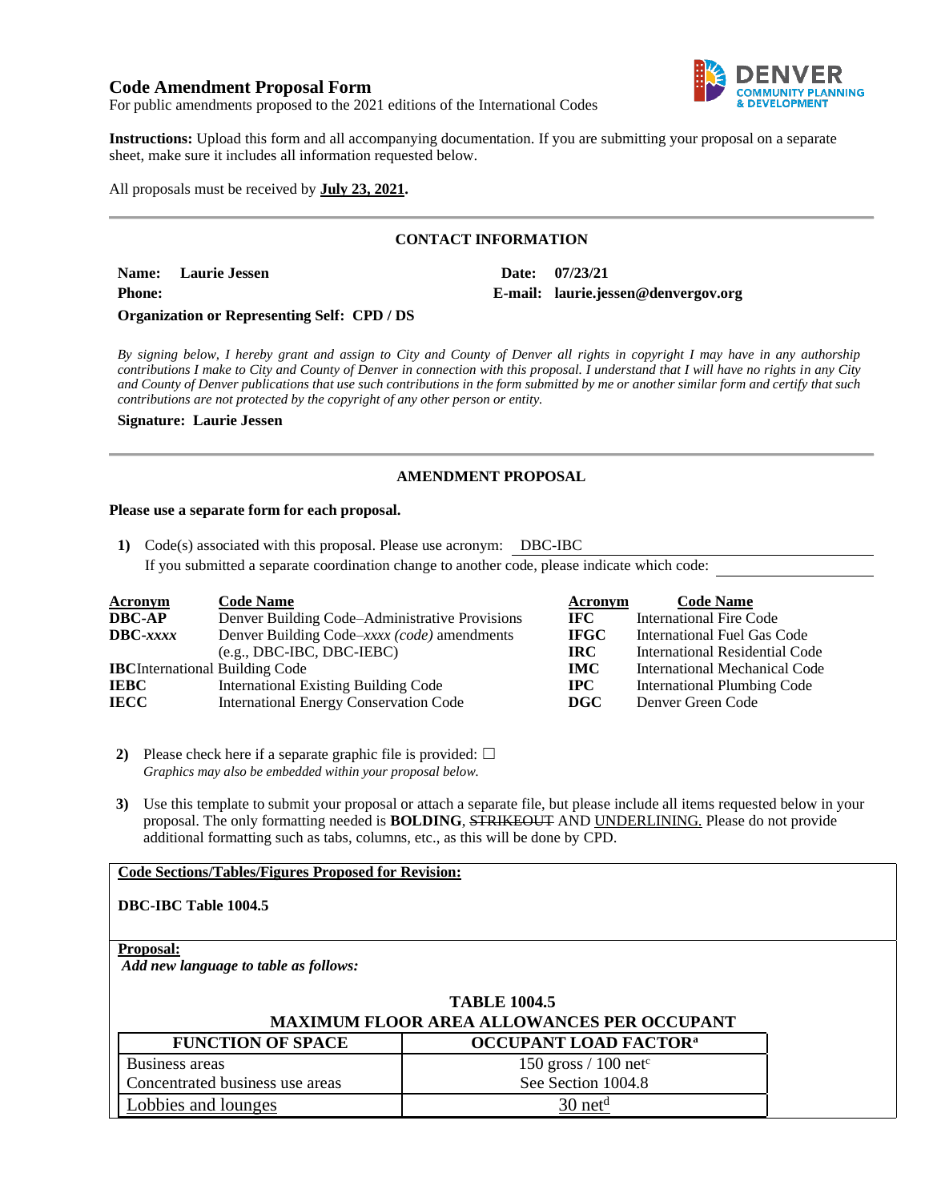# Code Amendment Proposal Form

For public amendments proposed to the 2021 editions of the International Codes

**Instructions:** Upload this form and all accompanying documentation. If you are submitting your proposal on a separate sheet, make sure it includes all information requested below.

All proposals must be received by **July 23, 2021.**

## CONTACT INFORMATION

**Name:** **Laurie Jessen**

**Date:** **07/23/21**

**Phone:**

**E-mail:** **laurie.jessen@denvergov.org**

**Organization or Representing Self:** **CPD / DS**

*By signing below, I hereby grant and assign to City and County of Denver all rights in copyright I may have in any authorship contributions I make to City and County of Denver in connection with this proposal. I understand that I will have no rights in any City and County of Denver publications that use such contributions in the form submitted by me or another similar form and certify that such contributions are not protected by the copyright of any other person or entity.*

**Signature:** **Laurie Jessen**

## AMENDMENT PROPOSAL

**Please use a separate form for each proposal.**

1) Code(s) associated with this proposal. Please use acronym: DBC-IBC

   If you submitted a separate coordination change to another code, please indicate which code:

| Acronym | Code Name | Acronym | Code Name |
|---|---|---|---|
| **DBC-AP** | Denver Building Code–Administrative Provisions | **IFC** | International Fire Code |
| **DBC-*xxxx*** | Denver Building Code–*xxxx (code)* amendments (e.g., DBC-IBC, DBC-IEBC) | **IFGC** | International Fuel Gas Code |
| **IBC** | International Building Code | **IRC** | International Residential Code |
| **IEBC** | International Existing Building Code | **IMC** | International Mechanical Code |
| **IECC** | International Energy Conservation Code | **IPC** | International Plumbing Code |
| | | **DGC** | Denver Green Code |

2) Please check here if a separate graphic file is provided: ☐

   *Graphics may also be embedded within your proposal below.*

3) Use this template to submit your proposal or attach a separate file, but please include all items requested below in your proposal. The only formatting needed is **BOLDING**, ~~STRIKEOUT~~ AND <u>UNDERLINING.</u> Please do not provide additional formatting such as tabs, columns, etc., as this will be done by CPD.

**Code Sections/Tables/Figures Proposed for Revision:**

**DBC-IBC Table 1004.5**

**Proposal:**

***Add new language to table as follows:***

**TABLE 1004.5**
**MAXIMUM FLOOR AREA ALLOWANCES PER OCCUPANT**

| FUNCTION OF SPACE | OCCUPANT LOAD FACTOR[a] |
|---|---|
| Business areas | 150 gross / 100 net[c] |
| Concentrated business use areas | See Section 1004.8 |
| <u>Lobbies and lounges</u> | <u>30 net[d]</u> |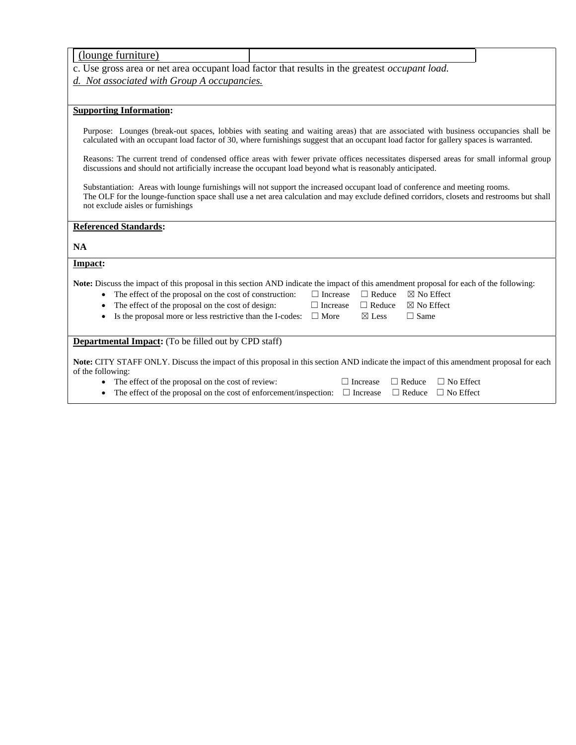| | |
|---|---|
| (lounge furniture) | |

c. Use gross area or net area occupant load factor that results in the greatest *occupant load.*

*d. Not associated with Group A occupancies.*

**Supporting Information:**

Purpose: Lounges (break-out spaces, lobbies with seating and waiting areas) that are associated with business occupancies shall be calculated with an occupant load factor of 30, where furnishings suggest that an occupant load factor for gallery spaces is warranted.

Reasons: The current trend of condensed office areas with fewer private offices necessitates dispersed areas for small informal group discussions and should not artificially increase the occupant load beyond what is reasonably anticipated.

Substantiation: Areas with lounge furnishings will not support the increased occupant load of conference and meeting rooms.
The OLF for the lounge-function space shall use a net area calculation and may exclude defined corridors, closets and restrooms but shall not exclude aisles or furnishings

**Referenced Standards:**

**NA**

**Impact:**

**Note:** Discuss the impact of this proposal in this section AND indicate the impact of this amendment proposal for each of the following:

- The effect of the proposal on the cost of construction: ☐ Increase ☐ Reduce ☒ No Effect
- The effect of the proposal on the cost of design: ☐ Increase ☐ Reduce ☒ No Effect
- Is the proposal more or less restrictive than the I-codes: ☐ More ☒ Less ☐ Same

**Departmental Impact:** (To be filled out by CPD staff)

**Note:** CITY STAFF ONLY. Discuss the impact of this proposal in this section AND indicate the impact of this amendment proposal for each of the following:

- The effect of the proposal on the cost of review: ☐ Increase ☐ Reduce ☐ No Effect
- The effect of the proposal on the cost of enforcement/inspection: ☐ Increase ☐ Reduce ☐ No Effect